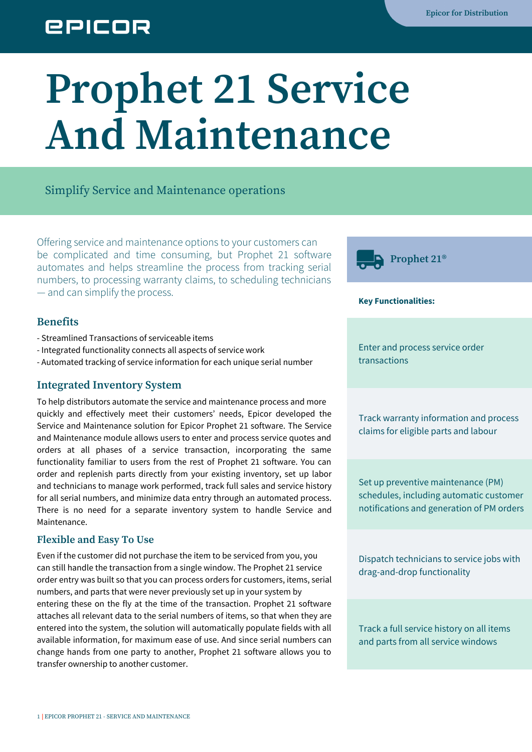# Prophet 21 Service And Maintenance

Simplify Service and Maintenance operations

Offering service and maintenance options to your customers can be complicated and time consuming, but Prophet 21 software automates and helps streamline the process from tracking serial numbers, to processing warranty claims, to scheduling technicians — and can simplify the process.

## Benefits

- Streamlined Transactions of serviceable items
- Integrated functionality connects all aspects of service work
- Automated tracking of service information for each unique serial number

## Integrated Inventory System

To help distributors automate the service and maintenance process and more quickly and effectively meet their customers' needs, Epicor developed the Service and Maintenance solution for Epicor Prophet 21 software. The Service and Maintenance module allows users to enter and process service quotes and orders at all phases of a service transaction, incorporating the same functionality familiar to users from the rest of Prophet 21 software. You can order and replenish parts directly from your existing inventory, set up labor and technicians to manage work performed, track full sales and service history for all serial numbers, and minimize data entry through an automated process. There is no need for a separate inventory system to handle Service and Maintenance.

## Flexible and Easy To Use

Even if the customer did not purchase the item to be serviced from you, you can still handle the transaction from a single window. The Prophet 21 service order entry was built so that you can process orders for customers, items, serial numbers, and parts that were never previously set up in your system by entering these on the fly at the time of the transaction. Prophet 21 software attaches all relevant data to the serial numbers of items, so that when they are entered into the system, the solution will automatically populate fields with all available information, for maximum ease of use. And since serial numbers can change hands from one party to another, Prophet 21 software allows you to transfer ownership to another customer.

### Prophet 21®

**Key Functionalities:**

Enter and process service order transactions

Track warranty information and process claims for eligible parts and labour

Set up preventive maintenance (PM) schedules, including automatic customer notifications and generation of PM orders

Dispatch technicians to service jobs with drag-and-drop functionality

Track a full service history on all items and parts from all service windows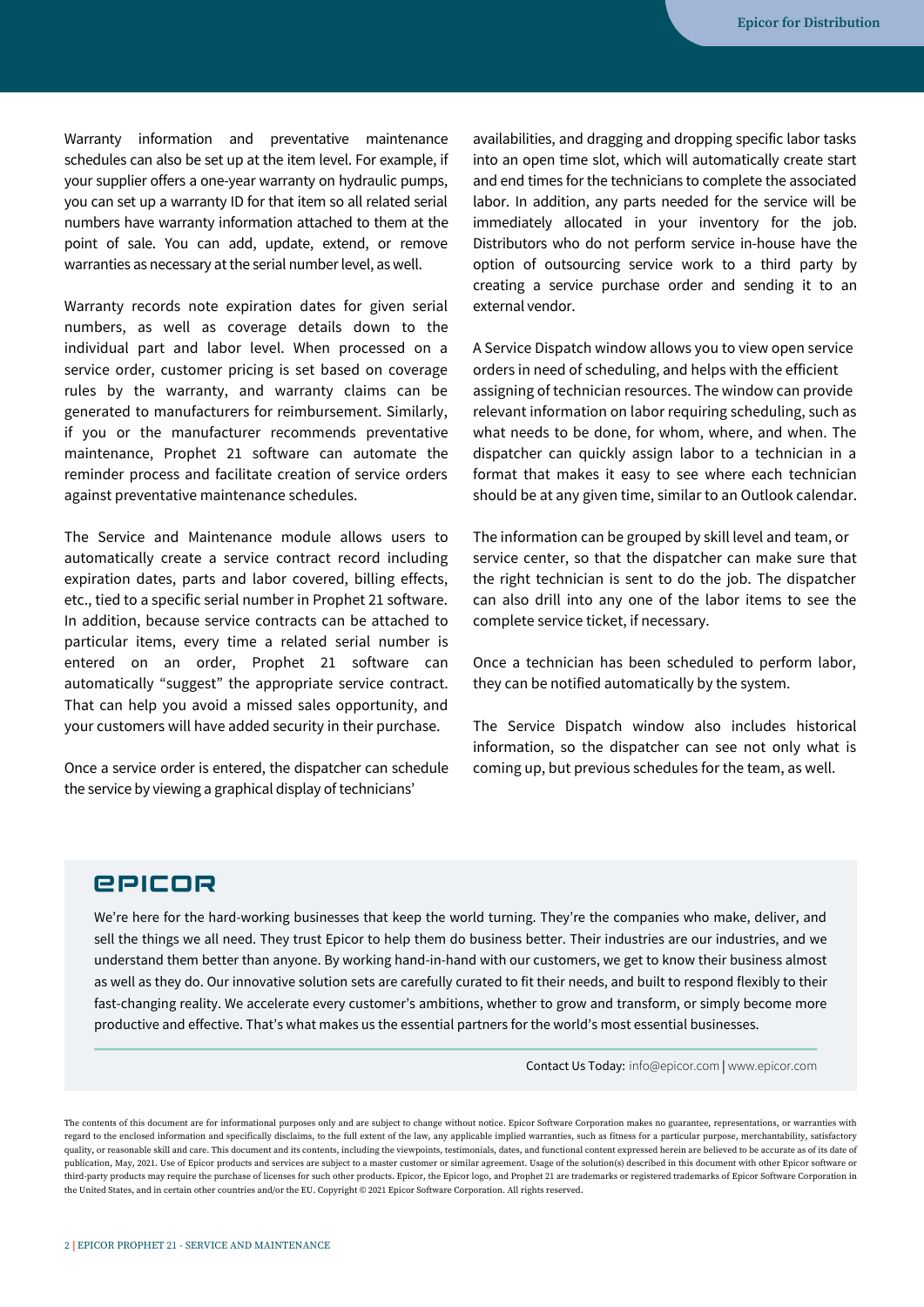Warranty information and preventative maintenance schedules can also be set up at the item level. For example, if your supplier offers a one-year warranty on hydraulic pumps, you can set up a warranty ID for that item so all related serial numbers have warranty information attached to them at the point of sale. You can add, update, extend, or remove warranties as necessary at the serial number level, as well.

Warranty records note expiration dates for given serial numbers, as well as coverage details down to the individual part and labor level. When processed on a service order, customer pricing is set based on coverage rules by the warranty, and warranty claims can be generated to manufacturers for reimbursement. Similarly, if you or the manufacturer recommends preventative maintenance, Prophet 21 software can automate the reminder process and facilitate creation of service orders against preventative maintenance schedules.

The Service and Maintenance module allows users to automatically create a service contract record including expiration dates, parts and labor covered, billing effects, etc., tied to a specific serial number in Prophet 21 software. In addition, because service contracts can be attached to particular items, every time a related serial number is entered on an order, Prophet 21 software can automatically "suggest" the appropriate service contract. That can help you avoid a missed sales opportunity, and your customers will have added security in their purchase.

Once a service order is entered, the dispatcher can schedule the service by viewing a graphical display of technicians' availabilities, and dragging and dropping specific labor tasks into an open time slot, which will automatically create start and end times for the technicians to complete the associated labor. In addition, any parts needed for the service will be immediately allocated in your inventory for the job. Distributors who do not perform service in-house have the option of outsourcing service work to a third party by creating a service purchase order and sending it to an external vendor.

A Service Dispatch window allows you to view open service orders in need of scheduling, and helps with the efficient assigning of technician resources. The window can provide relevant information on labor requiring scheduling, such as what needs to be done, for whom, where, and when. The dispatcher can quickly assign labor to a technician in a format that makes it easy to see where each technician should be at any given time, similar to an Outlook calendar.

The information can be grouped by skill level and team, or service center, so that the dispatcher can make sure that the right technician is sent to do the job. The dispatcher can also drill into any one of the labor items to see the complete service ticket, if necessary.

Once a technician has been scheduled to perform labor, they can be notified automatically by the system.

The Service Dispatch window also includes historical information, so the dispatcher can see not only what is coming up, but previous schedules for the team, as well.

## EPICOR

We're here for the hard-working businesses that keep the world turning. They're the companies who make, deliver, and sell the things we all need. They trust Epicor to help them do business better. Their industries are our industries, and we understand them better than anyone. By working hand-in-hand with our customers, we get to know their business almost as well as they do. Our innovative solution sets are carefully curated to fit their needs, and built to respond flexibly to their fast-changing reality. We accelerate every customer's ambitions, whether to grow and transform, or simply become more productive and effective. That's what makes us the essential partners for the world's most essential businesses.

Contact Us Today: info@epicor.com | www.epicor.com

The contents of this document are for informational purposes only and are subject to change without notice. Epicor Software Corporation makes no guarantee, representations, or warranties with regard to the enclosed information and specifically disclaims, to the full extent of the law, any applicable implied warranties, such as fitness for a particular purpose, merchantability, satisfactory quality, or reasonable skill and care. This document and its contents, including the viewpoints, testimonials, dates, and functional content expressed herein are believed to be accurate as of its date of publication, May, 2021. Use of Epicor products and services are subject to a master customer or similar agreement. Usage of the solution(s) described in this document with other Epicor software or third-party products may require the purchase of licenses for such other products. Epicor, the Epicor logo, and Prophet 21 are trademarks or registered trademarks of Epicor Software Corporation in the United States, and in certain other countries and/or the EU. Copyright © 2021 Epicor Software Corporation. All rights reserved.